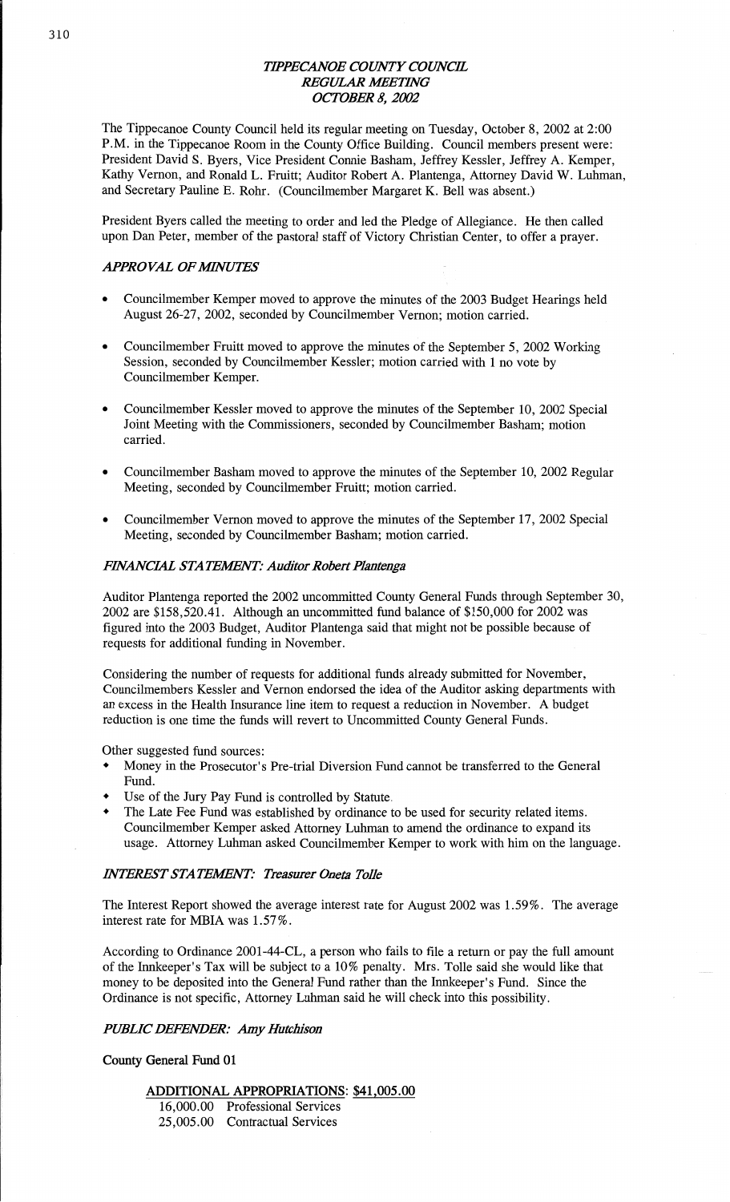# *TIPPECANOE COUNTY COUNCIL*
## *REGULAR MEETING*
## *OCTOBER 8, 2002*

The Tippecanoe County Council held its regular meeting on Tuesday, October 8, 2002 at 2:00 P.M. in the Tippecanoe Room in the County Office Building. Council members present were: President David S. Byers, Vice President Connie Basham, Jeffrey Kessler, Jeffrey A. Kemper, Kathy Vernon, and Ronald L. Fruitt; Auditor Robert A. Plantenga, Attorney David W. Luhman, and Secretary Pauline E. Rohr. (Councilmember Margaret K. Bell was absent.)

President Byers called the meeting to order and led the Pledge of Allegiance. He then called upon Dan Peter, member of the pastoral staff of Victory Christian Center, to offer a prayer.

### *APPROVAL OF MINUTES*

- Councilmember Kemper moved to approve the minutes of the 2003 Budget Hearings held August 26-27, 2002, seconded by Councilmember Vernon; motion carried.
- Councilmember Fruitt moved to approve the minutes of the September 5, 2002 Working Session, seconded by Councilmember Kessler; motion carried with 1 no vote by Councilmember Kemper.
- Councilmember Kessler moved to approve the minutes of the September 10, 2002 Special Joint Meeting with the Commissioners, seconded by Councilmember Basham; motion carried.
- Councilmember Basham moved to approve the minutes of the September 10, 2002 Regular Meeting, seconded by Councilmember Fruitt; motion carried.
- Councilmember Vernon moved to approve the minutes of the September 17, 2002 Special Meeting, seconded by Councilmember Basham; motion carried.

### *FINANCIAL STATEMENT: Auditor Robert Plantenga*

Auditor Plantenga reported the 2002 uncommitted County General Funds through September 30, 2002 are $158,520.41. Although an uncommitted fund balance of $150,000 for 2002 was figured into the 2003 Budget, Auditor Plantenga said that might not be possible because of requests for additional funding in November.

Considering the number of requests for additional funds already submitted for November, Councilmembers Kessler and Vernon endorsed the idea of the Auditor asking departments with an excess in the Health Insurance line item to request a reduction in November. A budget reduction is one time the funds will revert to Uncommitted County General Funds.

Other suggested fund sources:

- Money in the Prosecutor's Pre-trial Diversion Fund cannot be transferred to the General Fund.
- Use of the Jury Pay Fund is controlled by Statute.
- The Late Fee Fund was established by ordinance to be used for security related items. Councilmember Kemper asked Attorney Luhman to amend the ordinance to expand its usage. Attorney Luhman asked Councilmember Kemper to work with him on the language.

### *INTEREST STATEMENT: Treasurer Oneta Tolle*

The Interest Report showed the average interest rate for August 2002 was 1.59%. The average interest rate for MBIA was 1.57%.

According to Ordinance 2001-44-CL, a person who fails to file a return or pay the full amount of the Innkeeper's Tax will be subject to a 10% penalty. Mrs. Tolle said she would like that money to be deposited into the General Fund rather than the Innkeeper's Fund. Since the Ordinance is not specific, Attorney Luhman said he will check into this possibility.

### *PUBLIC DEFENDER: Amy Hutchison*

**County General Fund 01**

**ADDITIONAL APPROPRIATIONS: $41,005.00**

| | |
|---|---|
| 16,000.00 | Professional Services |
| 25,005.00 | Contractual Services |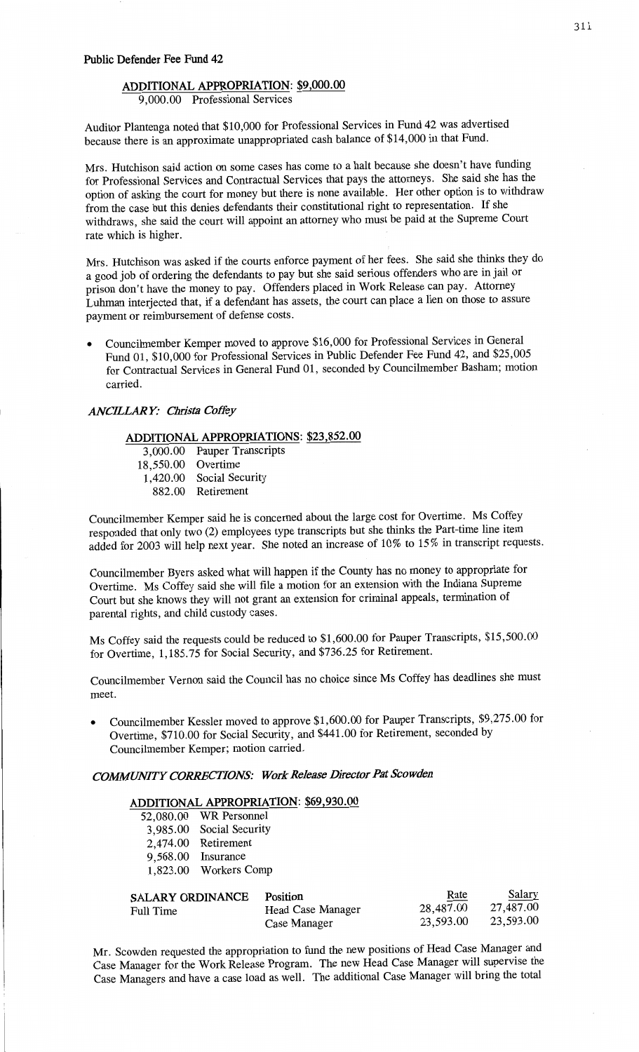## Public Defender Fee Fund 42

### ADDITIONAL APPROPRIATION: $9,000.00

9,000.00 Professional Services

Auditor Plantenga noted that $10,000 for Professional Services in Fund 42 was advertised because there is an approximate unappropriated cash balance of $14,000 in that Fund.

Mrs. Hutchison said action on some cases has come to a halt because she doesn't have funding for Professional Services and Contractual Services that pays the attorneys. She said she has the option of asking the court for money but there is none available. Her other option is to withdraw from the case but this denies defendants their constitutional right to representation. If she withdraws, she said the court will appoint an attorney who must be paid at the Supreme Court rate which is higher.

Mrs. Hutchison was asked if the courts enforce payment of her fees. She said she thinks they do a good job of ordering the defendants to pay but she said serious offenders who are in jail or prison don't have the money to pay. Offenders placed in Work Release can pay. Attorney Luhman interjected that, if a defendant has assets, the court can place a lien on those to assure payment or reimbursement of defense costs.

- Councilmember Kemper moved to approve $16,000 for Professional Services in General Fund 01, $10,000 for Professional Services in Public Defender Fee Fund 42, and $25,005 for Contractual Services in General Fund 01, seconded by Councilmember Basham; motion carried.

## *ANCILLARY: Christa Coffey*

### ADDITIONAL APPROPRIATIONS: $23,852.00

3,000.00 Pauper Transcripts
18,550.00 Overtime
1,420.00 Social Security
882.00 Retirement

Councilmember Kemper said he is concerned about the large cost for Overtime. Ms Coffey responded that only two (2) employees type transcripts but she thinks the Part-time line item added for 2003 will help next year. She noted an increase of 10% to 15% in transcript requests.

Councilmember Byers asked what will happen if the County has no money to appropriate for Overtime. Ms Coffey said she will file a motion for an extension with the Indiana Supreme Court but she knows they will not grant an extension for criminal appeals, termination of parental rights, and child custody cases.

Ms Coffey said the requests could be reduced to $1,600.00 for Pauper Transcripts, $15,500.00 for Overtime, 1,185.75 for Social Security, and $736.25 for Retirement.

Councilmember Vernon said the Council has no choice since Ms Coffey has deadlines she must meet.

- Councilmember Kessler moved to approve $1,600.00 for Pauper Transcripts, $9,275.00 for Overtime, $710.00 for Social Security, and $441.00 for Retirement, seconded by Councilmember Kemper; motion carried.

## *COMMUNITY CORRECTIONS: Work Release Director Pat Scowden*

### ADDITIONAL APPROPRIATION: $69,930.00

52,080.00 WR Personnel
3,985.00 Social Security
2,474.00 Retirement
9,568.00 Insurance
1,823.00 Workers Comp

| SALARY ORDINANCE | Position | Rate | Salary |
|---|---|---|---|
| Full Time | Head Case Manager | 28,487.00 | 27,487.00 |
| | Case Manager | 23,593.00 | 23,593.00 |

Mr. Scowden requested the appropriation to fund the new positions of Head Case Manager and Case Manager for the Work Release Program. The new Head Case Manager will supervise the Case Managers and have a case load as well. The additional Case Manager will bring the total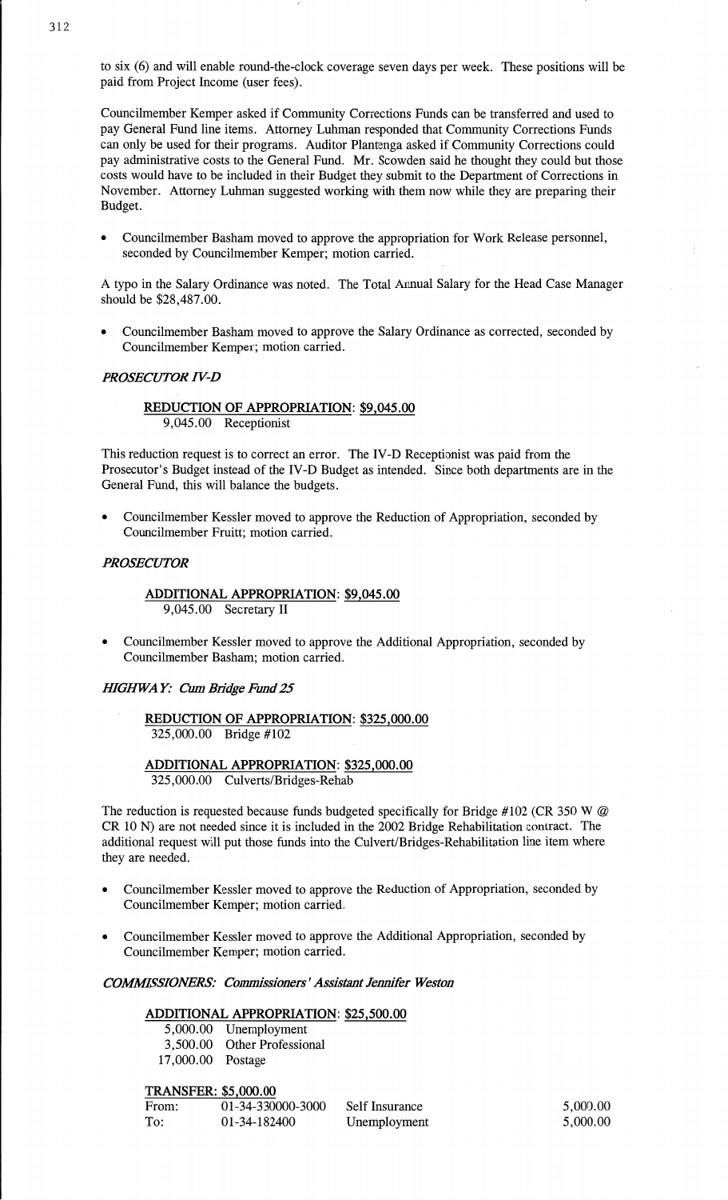to six (6) and will enable round-the-clock coverage seven days per week. These positions will be paid from Project Income (user fees).

Councilmember Kemper asked if Community Corrections Funds can be transferred and used to pay General Fund line items. Attorney Luhman responded that Community Corrections Funds can only be used for their programs. Auditor Plantenga asked if Community Corrections could pay administrative costs to the General Fund. Mr. Scowden said he thought they could but those costs would have to be included in their Budget they submit to the Department of Corrections in November. Attorney Luhman suggested working with them now while they are preparing their Budget.

- Councilmember Basham moved to approve the appropriation for Work Release personnel, seconded by Councilmember Kemper; motion carried.

A typo in the Salary Ordinance was noted. The Total Annual Salary for the Head Case Manager should be $28,487.00.

- Councilmember Basham moved to approve the Salary Ordinance as corrected, seconded by Councilmember Kemper; motion carried.

***PROSECUTOR IV-D***

**REDUCTION OF APPROPRIATION: $9,045.00**
9,045.00 Receptionist

This reduction request is to correct an error. The IV-D Receptionist was paid from the Prosecutor's Budget instead of the IV-D Budget as intended. Since both departments are in the General Fund, this will balance the budgets.

- Councilmember Kessler moved to approve the Reduction of Appropriation, seconded by Councilmember Fruitt; motion carried.

***PROSECUTOR***

**ADDITIONAL APPROPRIATION: $9,045.00**
9,045.00 Secretary II

- Councilmember Kessler moved to approve the Additional Appropriation, seconded by Councilmember Basham; motion carried.

***HIGHWAY: Cum Bridge Fund 25***

**REDUCTION OF APPROPRIATION: $325,000.00**
325,000.00 Bridge #102

**ADDITIONAL APPROPRIATION: $325,000.00**
325,000.00 Culverts/Bridges-Rehab

The reduction is requested because funds budgeted specifically for Bridge #102 (CR 350 W @ CR 10 N) are not needed since it is included in the 2002 Bridge Rehabilitation contract. The additional request will put those funds into the Culvert/Bridges-Rehabilitation line item where they are needed.

- Councilmember Kessler moved to approve the Reduction of Appropriation, seconded by Councilmember Kemper; motion carried.
- Councilmember Kessler moved to approve the Additional Appropriation, seconded by Councilmember Kemper; motion carried.

***COMMISSIONERS: Commissioners' Assistant Jennifer Weston***

**ADDITIONAL APPROPRIATION: $25,500.00**
5,000.00 Unemployment
3,500.00 Other Professional
17,000.00 Postage

**TRANSFER: $5,000.00**

| | | | |
|---|---|---|---|
| From: | 01-34-330000-3000 | Self Insurance | 5,000.00 |
| To: | 01-34-182400 | Unemployment | 5,000.00 |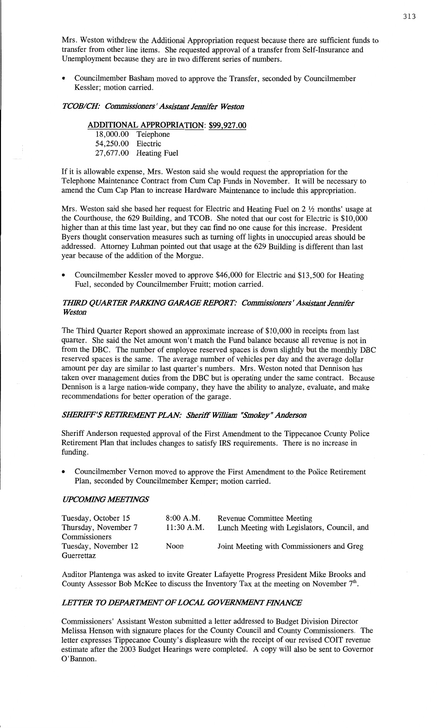Mrs. Weston withdrew the Additional Appropriation request because there are sufficient funds to transfer from other line items. She requested approval of a transfer from Self-Insurance and Unemployment because they are in two different series of numbers.

- Councilmember Basham moved to approve the Transfer, seconded by Councilmember Kessler; motion carried.

### *TCOB/CH: Commissioners' Assistant Jennifer Weston*

**ADDITIONAL APPROPRIATION: $99,927.00**

| | |
|---|---|
| 18,000.00 | Telephone |
| 54,250.00 | Electric |
| 27,677.00 | Heating Fuel |

If it is allowable expense, Mrs. Weston said she would request the appropriation for the Telephone Maintenance Contract from Cum Cap Funds in November. It will be necessary to amend the Cum Cap Plan to increase Hardware Maintenance to include this appropriation.

Mrs. Weston said she based her request for Electric and Heating Fuel on 2 ½ months' usage at the Courthouse, the 629 Building, and TCOB. She noted that our cost for Electric is $10,000 higher than at this time last year, but they can find no one cause for this increase. President Byers thought conservation measures such as turning off lights in unoccupied areas should be addressed. Attorney Luhman pointed out that usage at the 629 Building is different than last year because of the addition of the Morgue.

- Councilmember Kessler moved to approve $46,000 for Electric and $13,500 for Heating Fuel, seconded by Councilmember Fruitt; motion carried.

### *THIRD QUARTER PARKING GARAGE REPORT: Commissioners' Assistant Jennifer Weston*

The Third Quarter Report showed an approximate increase of $10,000 in receipts from last quarter. She said the Net amount won't match the Fund balance because all revenue is not in from the DBC. The number of employee reserved spaces is down slightly but the monthly DBC reserved spaces is the same. The average number of vehicles per day and the average dollar amount per day are similar to last quarter's numbers. Mrs. Weston noted that Dennison has taken over management duties from the DBC but is operating under the same contract. Because Dennison is a large nation-wide company, they have the ability to analyze, evaluate, and make recommendations for better operation of the garage.

### *SHERIFF'S RETIREMENT PLAN: Sheriff William "Smokey" Anderson*

Sheriff Anderson requested approval of the First Amendment to the Tippecanoe County Police Retirement Plan that includes changes to satisfy IRS requirements. There is no increase in funding.

- Councilmember Vernon moved to approve the First Amendment to the Police Retirement Plan, seconded by Councilmember Kemper; motion carried.

### *UPCOMING MEETINGS*

| | | |
|---|---|---|
| Tuesday, October 15 | 8:00 A.M. | Revenue Committee Meeting |
| Thursday, November 7 | 11:30 A.M. | Lunch Meeting with Legislators, Council, and Commissioners |
| Tuesday, November 12 | Noon | Joint Meeting with Commissioners and Greg Guerrettaz |

Auditor Plantenga was asked to invite Greater Lafayette Progress President Mike Brooks and County Assessor Bob McKee to discuss the Inventory Tax at the meeting on November 7th.

### *LETTER TO DEPARTMENT OF LOCAL GOVERNMENT FINANCE*

Commissioners' Assistant Weston submitted a letter addressed to Budget Division Director Melissa Henson with signature places for the County Council and County Commissioners. The letter expresses Tippecanoe County's displeasure with the receipt of our revised COIT revenue estimate after the 2003 Budget Hearings were completed. A copy will also be sent to Governor O'Bannon.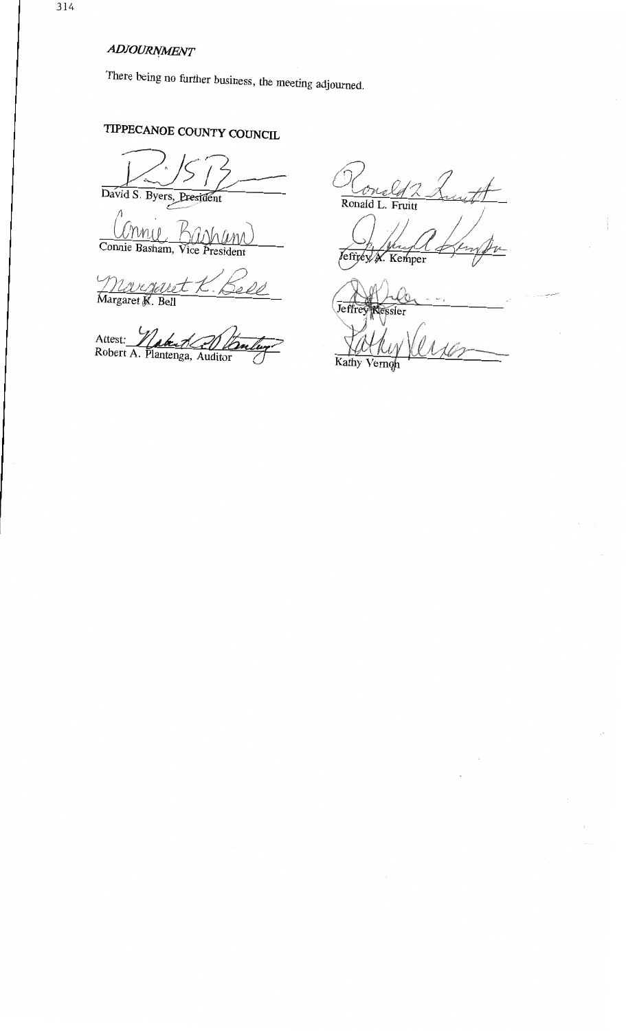*ADJOURNMENT*

There being no further business, the meeting adjourned.

**TIPPECANOE COUNTY COUNCIL**

David S. Byers, President

Connie Basham, Vice President

Margaret K. Bell

Attest: Robert A. Plantenga, Auditor

Ronald L. Fruitt

Jeffrey A. Kemper

Jeffrey Kessler

Kathy Vernon